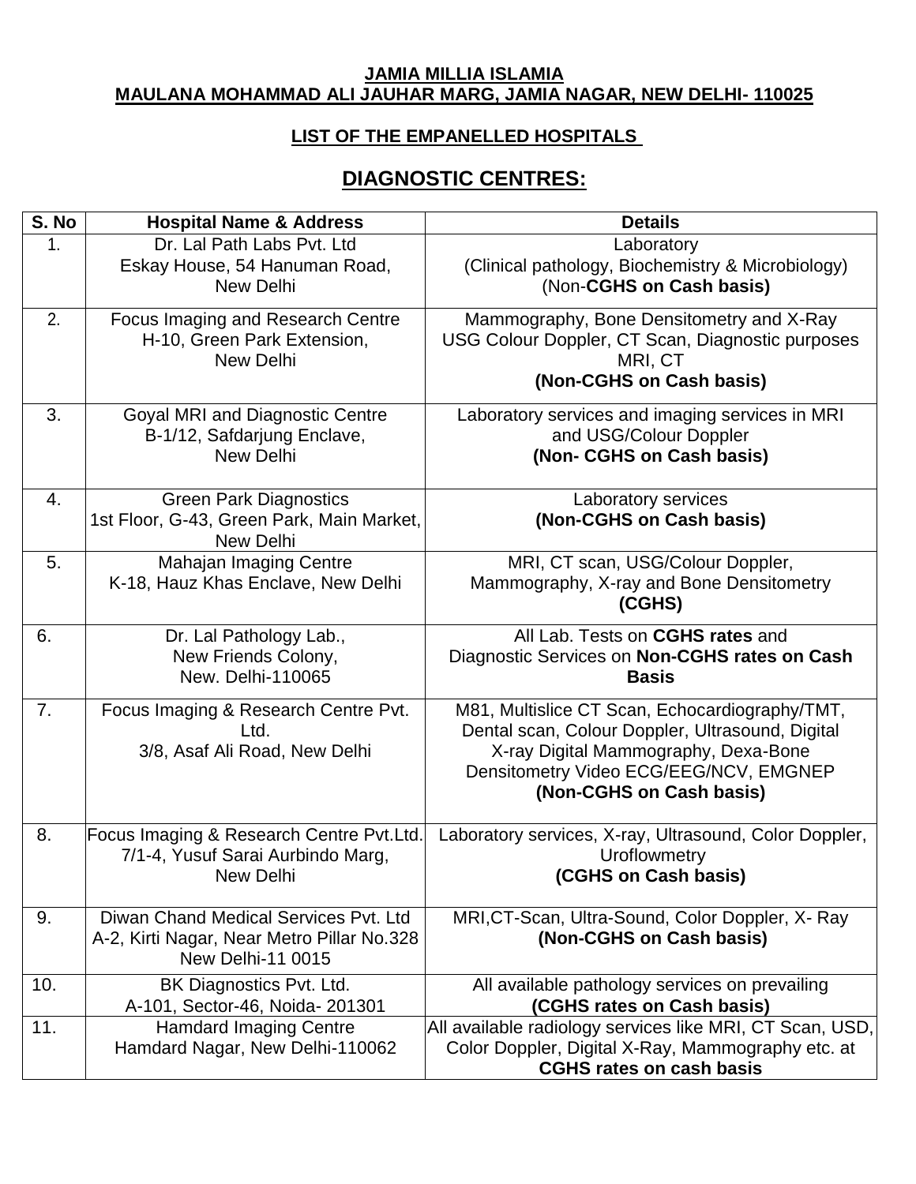**JAMIA MILLIA ISLAMIA**
**MAULANA MOHAMMAD ALI JAUHAR MARG, JAMIA NAGAR, NEW DELHI- 110025**

**LIST OF THE EMPANELLED HOSPITALS**

## DIAGNOSTIC CENTRES:

| S. No | Hospital Name & Address | Details |
|---|---|---|
| 1. | Dr. Lal Path Labs Pvt. Ltd<br>Eskay House, 54 Hanuman Road,<br>New Delhi | Laboratory<br>(Clinical pathology, Biochemistry & Microbiology)<br>(Non-**CGHS on Cash basis)** |
| 2. | Focus Imaging and Research Centre<br>H-10, Green Park Extension,<br>New Delhi | Mammography, Bone Densitometry and X-Ray<br>USG Colour Doppler, CT Scan, Diagnostic purposes<br>MRI, CT<br>**(Non-CGHS on Cash basis)** |
| 3. | Goyal MRI and Diagnostic Centre<br>B-1/12, Safdarjung Enclave,<br>New Delhi | Laboratory services and imaging services in MRI<br>and USG/Colour Doppler<br>**(Non- CGHS on Cash basis)** |
| 4. | Green Park Diagnostics<br>1st Floor, G-43, Green Park, Main Market,<br>New Delhi | Laboratory services<br>**(Non-CGHS on Cash basis)** |
| 5. | Mahajan Imaging Centre<br>K-18, Hauz Khas Enclave, New Delhi | MRI, CT scan, USG/Colour Doppler,<br>Mammography, X-ray and Bone Densitometry<br>**(CGHS)** |
| 6. | Dr. Lal Pathology Lab.,<br>New Friends Colony,<br>New. Delhi-110065 | All Lab. Tests on **CGHS rates** and<br>Diagnostic Services on **Non-CGHS rates on Cash Basis** |
| 7. | Focus Imaging & Research Centre Pvt. Ltd.<br>3/8, Asaf Ali Road, New Delhi | M81, Multislice CT Scan, Echocardiography/TMT,<br>Dental scan, Colour Doppler, Ultrasound, Digital<br>X-ray Digital Mammography, Dexa-Bone<br>Densitometry Video ECG/EEG/NCV, EMGNEP<br>**(Non-CGHS on Cash basis)** |
| 8. | Focus Imaging & Research Centre Pvt.Ltd.<br>7/1-4, Yusuf Sarai Aurbindo Marg,<br>New Delhi | Laboratory services, X-ray, Ultrasound, Color Doppler,<br>Uroflowmetry<br>**(CGHS on Cash basis)** |
| 9. | Diwan Chand Medical Services Pvt. Ltd<br>A-2, Kirti Nagar, Near Metro Pillar No.328<br>New Delhi-11 0015 | MRI,CT-Scan, Ultra-Sound, Color Doppler, X- Ray<br>**(Non-CGHS on Cash basis)** |
| 10. | BK Diagnostics Pvt. Ltd.<br>A-101, Sector-46, Noida- 201301 | All available pathology services on prevailing<br>**(CGHS rates on Cash basis)** |
| 11. | Hamdard Imaging Centre<br>Hamdard Nagar, New Delhi-110062 | All available radiology services like MRI, CT Scan, USD,<br>Color Doppler, Digital X-Ray, Mammography etc. at<br>**CGHS rates on cash basis** |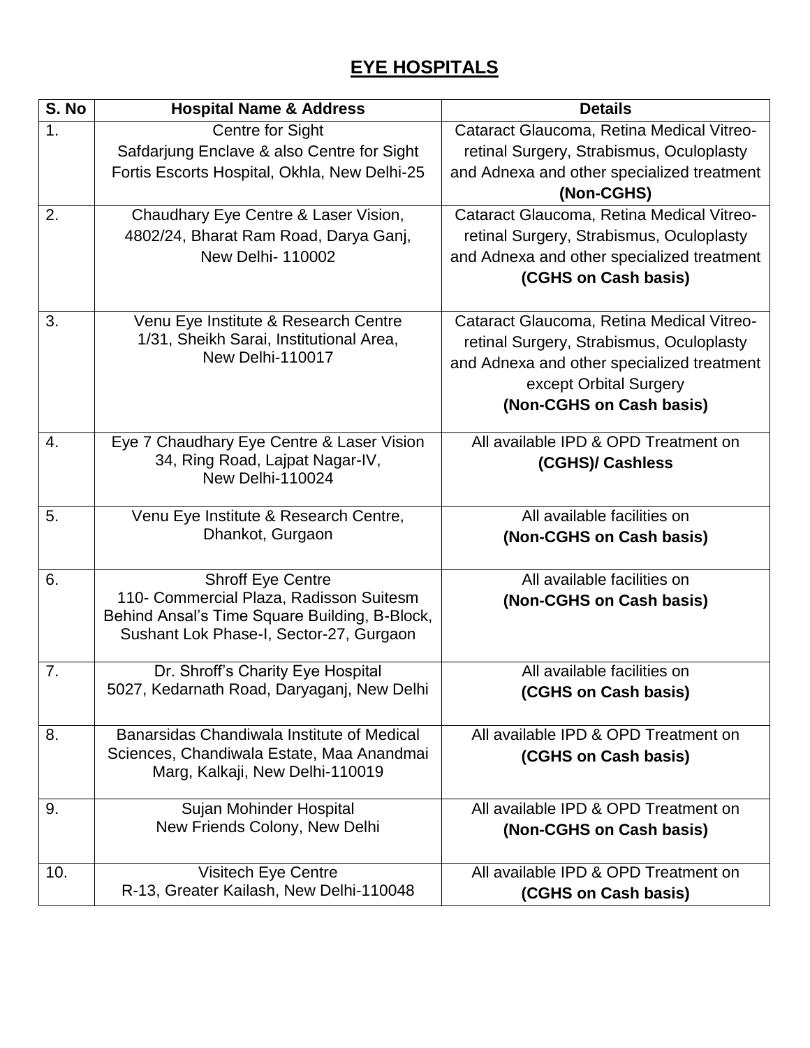# EYE HOSPITALS

| S. No | Hospital Name & Address | Details |
|---|---|---|
| 1. | Centre for Sight Safdarjung Enclave & also Centre for Sight Fortis Escorts Hospital, Okhla, New Delhi-25 | Cataract Glaucoma, Retina Medical Vitreo-retinal Surgery, Strabismus, Oculoplasty and Adnexa and other specialized treatment **(Non-CGHS)** |
| 2. | Chaudhary Eye Centre & Laser Vision, 4802/24, Bharat Ram Road, Darya Ganj, New Delhi- 110002 | Cataract Glaucoma, Retina Medical Vitreo-retinal Surgery, Strabismus, Oculoplasty and Adnexa and other specialized treatment **(CGHS on Cash basis)** |
| 3. | Venu Eye Institute & Research Centre 1/31, Sheikh Sarai, Institutional Area, New Delhi-110017 | Cataract Glaucoma, Retina Medical Vitreo-retinal Surgery, Strabismus, Oculoplasty and Adnexa and other specialized treatment except Orbital Surgery **(Non-CGHS on Cash basis)** |
| 4. | Eye 7 Chaudhary Eye Centre & Laser Vision 34, Ring Road, Lajpat Nagar-IV, New Delhi-110024 | All available IPD & OPD Treatment on **(CGHS)/ Cashless** |
| 5. | Venu Eye Institute & Research Centre, Dhankot, Gurgaon | All available facilities on **(Non-CGHS on Cash basis)** |
| 6. | Shroff Eye Centre 110- Commercial Plaza, Radisson Suitesm Behind Ansal's Time Square Building, B-Block, Sushant Lok Phase-I, Sector-27, Gurgaon | All available facilities on **(Non-CGHS on Cash basis)** |
| 7. | Dr. Shroff's Charity Eye Hospital 5027, Kedarnath Road, Daryaganj, New Delhi | All available facilities on **(CGHS on Cash basis)** |
| 8. | Banarsidas Chandiwala Institute of Medical Sciences, Chandiwala Estate, Maa Anandmai Marg, Kalkaji, New Delhi-110019 | All available IPD & OPD Treatment on **(CGHS on Cash basis)** |
| 9. | Sujan Mohinder Hospital New Friends Colony, New Delhi | All available IPD & OPD Treatment on **(Non-CGHS on Cash basis)** |
| 10. | Visitech Eye Centre R-13, Greater Kailash, New Delhi-110048 | All available IPD & OPD Treatment on **(CGHS on Cash basis)** |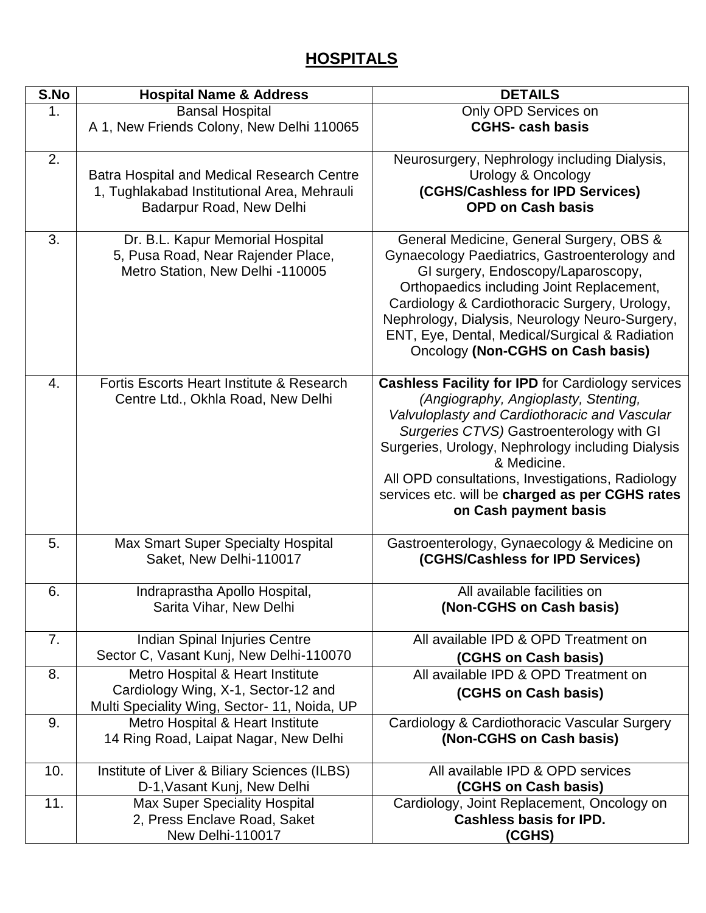## HOSPITALS

| S.No | Hospital Name & Address | DETAILS |
|---|---|---|
| 1. | Bansal Hospital<br>A 1, New Friends Colony, New Delhi 110065 | Only OPD Services on<br>**CGHS- cash basis** |
| 2. | Batra Hospital and Medical Research Centre<br>1, Tughlakabad Institutional Area, Mehrauli Badarpur Road, New Delhi | Neurosurgery, Nephrology including Dialysis, Urology & Oncology<br>**(CGHS/Cashless for IPD Services)**<br>**OPD on Cash basis** |
| 3. | Dr. B.L. Kapur Memorial Hospital<br>5, Pusa Road, Near Rajender Place, Metro Station, New Delhi -110005 | General Medicine, General Surgery, OBS & Gynaecology Paediatrics, Gastroenterology and GI surgery, Endoscopy/Laparoscopy, Orthopaedics including Joint Replacement, Cardiology & Cardiothoracic Surgery, Urology, Nephrology, Dialysis, Neurology Neuro-Surgery, ENT, Eye, Dental, Medical/Surgical & Radiation Oncology **(Non-CGHS on Cash basis)** |
| 4. | Fortis Escorts Heart Institute & Research Centre Ltd., Okhla Road, New Delhi | **Cashless Facility for IPD** for Cardiology services *(Angiography, Angioplasty, Stenting, Valvuloplasty and Cardiothoracic and Vascular Surgeries CTVS)* Gastroenterology with GI Surgeries, Urology, Nephrology including Dialysis & Medicine.<br>All OPD consultations, Investigations, Radiology services etc. will be **charged as per CGHS rates on Cash payment basis** |
| 5. | Max Smart Super Specialty Hospital<br>Saket, New Delhi-110017 | Gastroenterology, Gynaecology & Medicine on **(CGHS/Cashless for IPD Services)** |
| 6. | Indraprastha Apollo Hospital,<br>Sarita Vihar, New Delhi | All available facilities on<br>**(Non-CGHS on Cash basis)** |
| 7. | Indian Spinal Injuries Centre<br>Sector C, Vasant Kunj, New Delhi-110070 | All available IPD & OPD Treatment on<br>**(CGHS on Cash basis)** |
| 8. | Metro Hospital & Heart Institute<br>Cardiology Wing, X-1, Sector-12 and Multi Speciality Wing, Sector- 11, Noida, UP | All available IPD & OPD Treatment on<br>**(CGHS on Cash basis)** |
| 9. | Metro Hospital & Heart Institute<br>14 Ring Road, Laipat Nagar, New Delhi | Cardiology & Cardiothoracic Vascular Surgery<br>**(Non-CGHS on Cash basis)** |
| 10. | Institute of Liver & Biliary Sciences (ILBS)<br>D-1,Vasant Kunj, New Delhi | All available IPD & OPD services<br>**(CGHS on Cash basis)** |
| 11. | Max Super Speciality Hospital<br>2, Press Enclave Road, Saket<br>New Delhi-110017 | Cardiology, Joint Replacement, Oncology on<br>**Cashless basis for IPD.**<br>**(CGHS)** |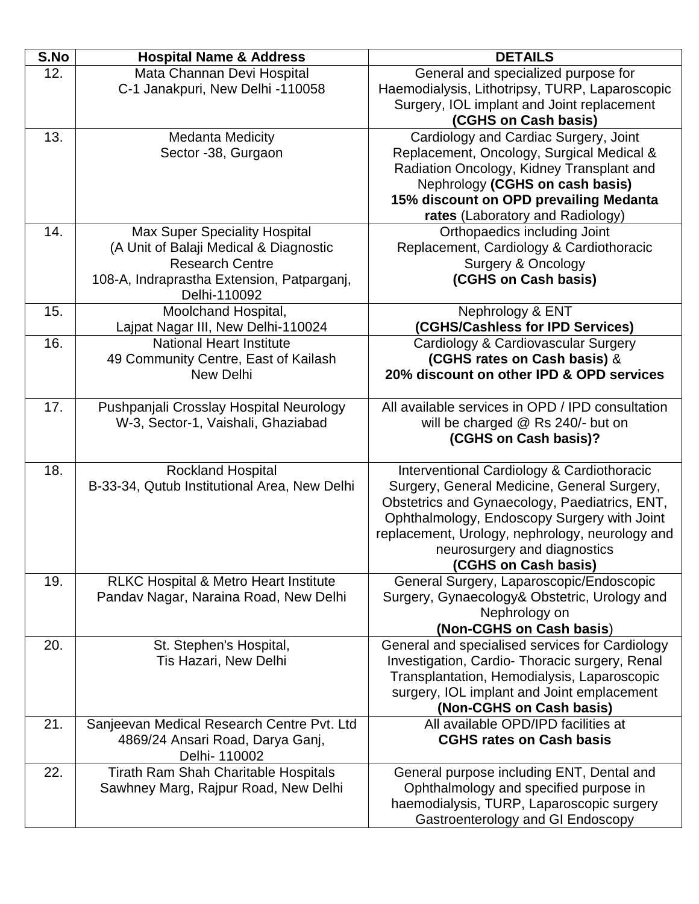| S.No | Hospital Name & Address | DETAILS |
|---|---|---|
| 12. | Mata Channan Devi Hospital<br>C-1 Janakpuri, New Delhi -110058 | General and specialized purpose for Haemodialysis, Lithotripsy, TURP, Laparoscopic Surgery, IOL implant and Joint replacement **(CGHS on Cash basis)** |
| 13. | Medanta Medicity<br>Sector -38, Gurgaon | Cardiology and Cardiac Surgery, Joint Replacement, Oncology, Surgical Medical & Radiation Oncology, Kidney Transplant and Nephrology **(CGHS on cash basis)**<br>**15% discount on OPD prevailing Medanta rates** (Laboratory and Radiology) |
| 14. | Max Super Speciality Hospital<br>(A Unit of Balaji Medical & Diagnostic Research Centre<br>108-A, Indraprastha Extension, Patparganj, Delhi-110092 | Orthopaedics including Joint Replacement, Cardiology & Cardiothoracic Surgery & Oncology<br>**(CGHS on Cash basis)** |
| 15. | Moolchand Hospital,<br>Lajpat Nagar III, New Delhi-110024 | Nephrology & ENT<br>**(CGHS/Cashless for IPD Services)** |
| 16. | National Heart Institute<br>49 Community Centre, East of Kailash<br>New Delhi | Cardiology & Cardiovascular Surgery<br>**(CGHS rates on Cash basis)** &<br>**20% discount on other IPD & OPD services** |
| 17. | Pushpanjali Crosslay Hospital Neurology<br>W-3, Sector-1, Vaishali, Ghaziabad | All available services in OPD / IPD consultation will be charged @ Rs 240/- but on<br>**(CGHS on Cash basis)?** |
| 18. | Rockland Hospital<br>B-33-34, Qutub Institutional Area, New Delhi | Interventional Cardiology & Cardiothoracic Surgery, General Medicine, General Surgery, Obstetrics and Gynaecology, Paediatrics, ENT, Ophthalmology, Endoscopy Surgery with Joint replacement, Urology, nephrology, neurology and neurosurgery and diagnostics<br>**(CGHS on Cash basis)** |
| 19. | RLKC Hospital & Metro Heart Institute<br>Pandav Nagar, Naraina Road, New Delhi | General Surgery, Laparoscopic/Endoscopic Surgery, Gynaecology& Obstetric, Urology and Nephrology on<br>**(Non-CGHS on Cash basis)** |
| 20. | St. Stephen's Hospital,<br>Tis Hazari, New Delhi | General and specialised services for Cardiology Investigation, Cardio- Thoracic surgery, Renal Transplantation, Hemodialysis, Laparoscopic surgery, IOL implant and Joint emplacement<br>**(Non-CGHS on Cash basis)** |
| 21. | Sanjeevan Medical Research Centre Pvt. Ltd<br>4869/24 Ansari Road, Darya Ganj, Delhi- 110002 | All available OPD/IPD facilities at<br>**CGHS rates on Cash basis** |
| 22. | Tirath Ram Shah Charitable Hospitals<br>Sawhney Marg, Rajpur Road, New Delhi | General purpose including ENT, Dental and Ophthalmology and specified purpose in haemodialysis, TURP, Laparoscopic surgery Gastroenterology and GI Endoscopy |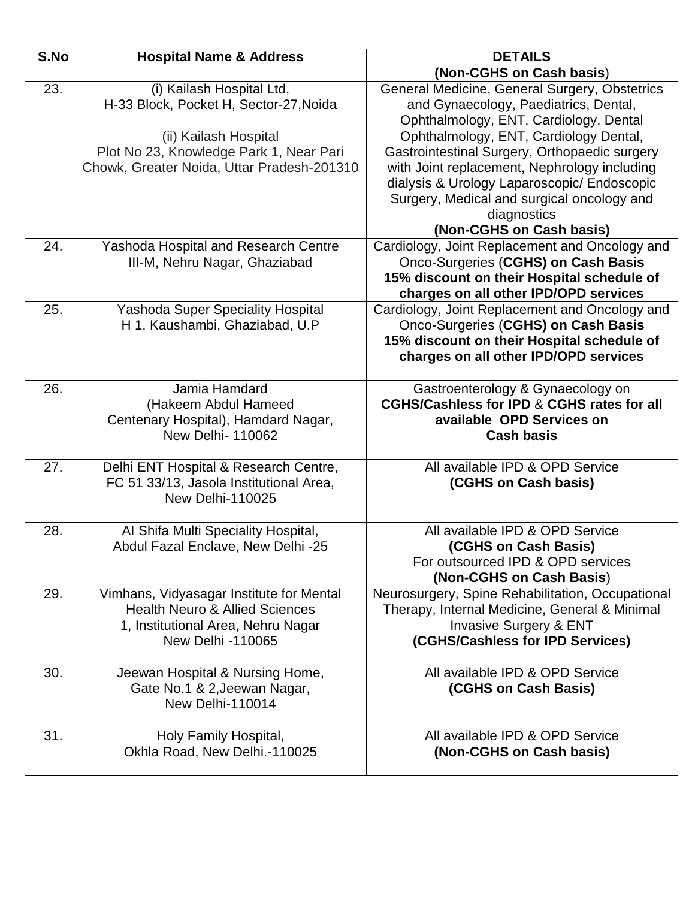| S.No | Hospital Name & Address | DETAILS |
|---|---|---|
| | | **(Non-CGHS on Cash basis**) |
| 23. | (i) Kailash Hospital Ltd, H-33 Block, Pocket H, Sector-27,Noida<br><br>(ii) Kailash Hospital Plot No 23, Knowledge Park 1, Near Pari Chowk, Greater Noida, Uttar Pradesh-201310 | General Medicine, General Surgery, Obstetrics and Gynaecology, Paediatrics, Dental, Ophthalmology, ENT, Cardiology, Dental Ophthalmology, ENT, Cardiology Dental, Gastrointestinal Surgery, Orthopaedic surgery with Joint replacement, Nephrology including dialysis & Urology Laparoscopic/ Endoscopic Surgery, Medical and surgical oncology and diagnostics **(Non-CGHS on Cash basis)** |
| 24. | Yashoda Hospital and Research Centre III-M, Nehru Nagar, Ghaziabad | Cardiology, Joint Replacement and Oncology and Onco-Surgeries (**CGHS) on Cash Basis 15% discount on their Hospital schedule of charges on all other IPD/OPD services** |
| 25. | Yashoda Super Speciality Hospital H 1, Kaushambi, Ghaziabad, U.P | Cardiology, Joint Replacement and Oncology and Onco-Surgeries (**CGHS) on Cash Basis 15% discount on their Hospital schedule of charges on all other IPD/OPD services** |
| 26. | Jamia Hamdard (Hakeem Abdul Hameed Centenary Hospital), Hamdard Nagar, New Delhi- 110062 | Gastroenterology & Gynaecology on **CGHS/Cashless for IPD** & **CGHS rates for all available OPD Services on Cash basis** |
| 27. | Delhi ENT Hospital & Research Centre, FC 51 33/13, Jasola Institutional Area, New Delhi-110025 | All available IPD & OPD Service **(CGHS on Cash basis)** |
| 28. | Al Shifa Multi Speciality Hospital, Abdul Fazal Enclave, New Delhi -25 | All available IPD & OPD Service **(CGHS on Cash Basis)** For outsourced IPD & OPD services **(Non-CGHS on Cash Basis**) |
| 29. | Vimhans, Vidyasagar Institute for Mental Health Neuro & Allied Sciences 1, Institutional Area, Nehru Nagar New Delhi -110065 | Neurosurgery, Spine Rehabilitation, Occupational Therapy, Internal Medicine, General & Minimal Invasive Surgery & ENT **(CGHS/Cashless for IPD Services)** |
| 30. | Jeewan Hospital & Nursing Home, Gate No.1 & 2,Jeewan Nagar, New Delhi-110014 | All available IPD & OPD Service **(CGHS on Cash Basis)** |
| 31. | Holy Family Hospital, Okhla Road, New Delhi.-110025 | All available IPD & OPD Service **(Non-CGHS on Cash basis)** |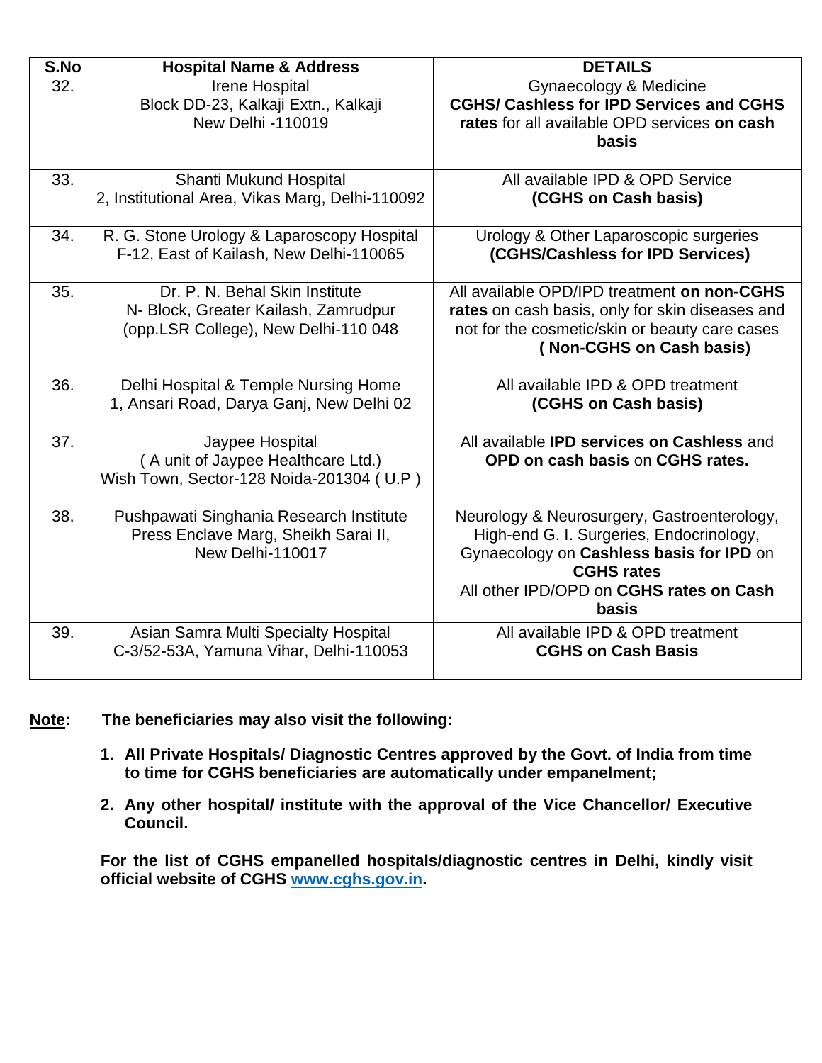| S.No | Hospital Name & Address | DETAILS |
|---|---|---|
| 32. | Irene Hospital<br>Block DD-23, Kalkaji Extn., Kalkaji<br>New Delhi -110019 | Gynaecology & Medicine<br>**CGHS/ Cashless for IPD Services and CGHS rates** for all available OPD services **on cash basis** |
| 33. | Shanti Mukund Hospital<br>2, Institutional Area, Vikas Marg, Delhi-110092 | All available IPD & OPD Service<br>**(CGHS on Cash basis)** |
| 34. | R. G. Stone Urology & Laparoscopy Hospital<br>F-12, East of Kailash, New Delhi-110065 | Urology & Other Laparoscopic surgeries<br>**(CGHS/Cashless for IPD Services)** |
| 35. | Dr. P. N. Behal Skin Institute<br>N- Block, Greater Kailash, Zamrudpur<br>(opp.LSR College), New Delhi-110 048 | All available OPD/IPD treatment **on non-CGHS rates** on cash basis, only for skin diseases and not for the cosmetic/skin or beauty care cases<br>**( Non-CGHS on Cash basis)** |
| 36. | Delhi Hospital & Temple Nursing Home<br>1, Ansari Road, Darya Ganj, New Delhi 02 | All available IPD & OPD treatment<br>**(CGHS on Cash basis)** |
| 37. | Jaypee Hospital<br>( A unit of Jaypee Healthcare Ltd.)<br>Wish Town, Sector-128 Noida-201304 ( U.P ) | All available **IPD services on Cashless** and **OPD on cash basis** on **CGHS rates.** |
| 38. | Pushpawati Singhania Research Institute<br>Press Enclave Marg, Sheikh Sarai II,<br>New Delhi-110017 | Neurology & Neurosurgery, Gastroenterology, High-end G. I. Surgeries, Endocrinology, Gynaecology on **Cashless basis for IPD** on **CGHS rates**<br>All other IPD/OPD on **CGHS rates on Cash basis** |
| 39. | Asian Samra Multi Specialty Hospital<br>C-3/52-53A, Yamuna Vihar, Delhi-110053 | All available IPD & OPD treatment<br>**CGHS on Cash Basis** |

**Note:** **The beneficiaries may also visit the following:**

1. **All Private Hospitals/ Diagnostic Centres approved by the Govt. of India from time to time for CGHS beneficiaries are automatically under empanelment;**
2. **Any other hospital/ institute with the approval of the Vice Chancellor/ Executive Council.**

**For the list of CGHS empanelled hospitals/diagnostic centres in Delhi, kindly visit official website of CGHS [www.cghs.gov.in](http://www.cghs.gov.in).**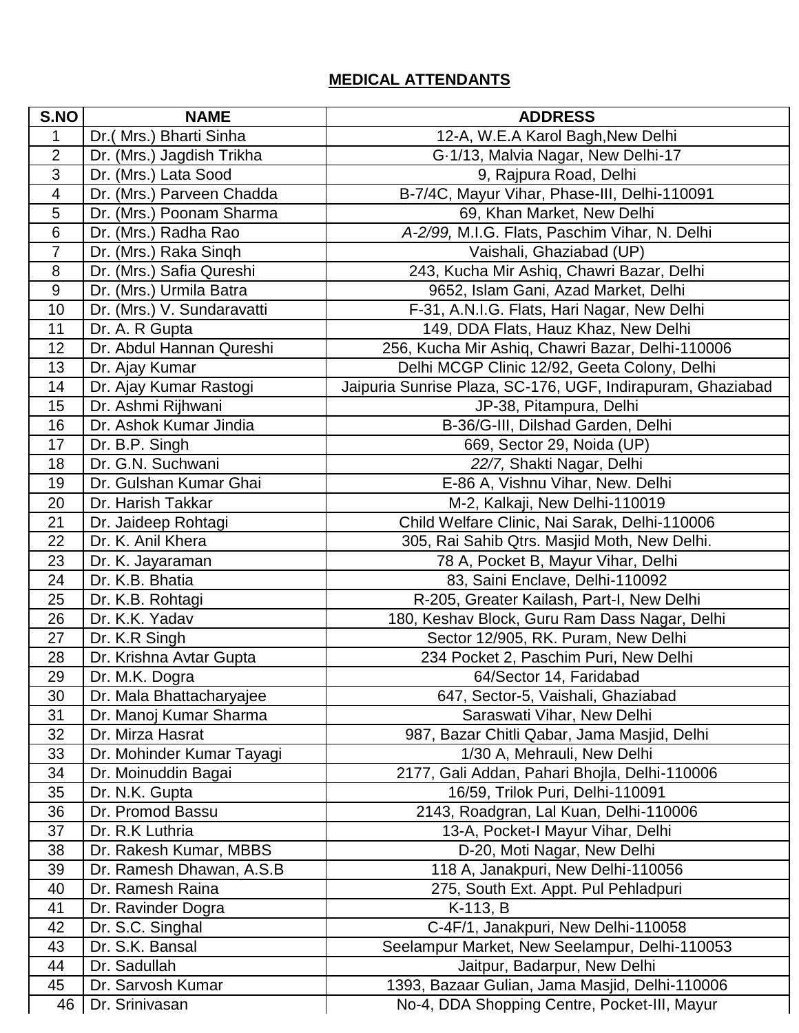**MEDICAL ATTENDANTS**

| S.NO | NAME | ADDRESS |
|---|---|---|
| 1 | Dr.( Mrs.) Bharti Sinha | 12-A, W.E.A Karol Bagh,New Delhi |
| 2 | Dr. (Mrs.) Jagdish Trikha | G·1/13, Malvia Nagar, New Delhi-17 |
| 3 | Dr. (Mrs.) Lata Sood | 9, Rajpura Road, Delhi |
| 4 | Dr. (Mrs.) Parveen Chadda | B-7/4C, Mayur Vihar, Phase-III, Delhi-110091 |
| 5 | Dr. (Mrs.) Poonam Sharma | 69, Khan Market, New Delhi |
| 6 | Dr. (Mrs.) Radha Rao | *A-2/99,* M.I.G. Flats, Paschim Vihar, N. Delhi |
| 7 | Dr. (Mrs.) Raka Sinqh | Vaishali, Ghaziabad (UP) |
| 8 | Dr. (Mrs.) Safia Qureshi | 243, Kucha Mir Ashiq, Chawri Bazar, Delhi |
| 9 | Dr. (Mrs.) Urmila Batra | 9652, Islam Gani, Azad Market, Delhi |
| 10 | Dr. (Mrs.) V. Sundaravatti | F-31, A.N.I.G. Flats, Hari Nagar, New Delhi |
| 11 | Dr. A. R Gupta | 149, DDA Flats, Hauz Khaz, New Delhi |
| 12 | Dr. Abdul Hannan Qureshi | 256, Kucha Mir Ashiq, Chawri Bazar, Delhi-110006 |
| 13 | Dr. Ajay Kumar | Delhi MCGP Clinic 12/92, Geeta Colony, Delhi |
| 14 | Dr. Ajay Kumar Rastogi | Jaipuria Sunrise Plaza, SC-176, UGF, Indirapuram, Ghaziabad |
| 15 | Dr. Ashmi Rijhwani | JP-38, Pitampura, Delhi |
| 16 | Dr. Ashok Kumar Jindia | B-36/G-III, Dilshad Garden, Delhi |
| 17 | Dr. B.P. Singh | 669, Sector 29, Noida (UP) |
| 18 | Dr. G.N. Suchwani | *22/7,* Shakti Nagar, Delhi |
| 19 | Dr. Gulshan Kumar Ghai | E-86 A, Vishnu Vihar, New. Delhi |
| 20 | Dr. Harish Takkar | M-2, Kalkaji, New Delhi-110019 |
| 21 | Dr. Jaideep Rohtagi | Child Welfare Clinic, Nai Sarak, Delhi-110006 |
| 22 | Dr. K. Anil Khera | 305, Rai Sahib Qtrs. Masjid Moth, New Delhi. |
| 23 | Dr. K. Jayaraman | 78 A, Pocket B, Mayur Vihar, Delhi |
| 24 | Dr. K.B. Bhatia | 83, Saini Enclave, Delhi-110092 |
| 25 | Dr. K.B. Rohtagi | R-205, Greater Kailash, Part-I, New Delhi |
| 26 | Dr. K.K. Yadav | 180, Keshav Block, Guru Ram Dass Nagar, Delhi |
| 27 | Dr. K.R Singh | Sector 12/905, RK. Puram, New Delhi |
| 28 | Dr. Krishna Avtar Gupta | 234 Pocket 2, Paschim Puri, New Delhi |
| 29 | Dr. M.K. Dogra | 64/Sector 14, Faridabad |
| 30 | Dr. Mala Bhattacharyajee | 647, Sector-5, Vaishali, Ghaziabad |
| 31 | Dr. Manoj Kumar Sharma | Saraswati Vihar, New Delhi |
| 32 | Dr. Mirza Hasrat | 987, Bazar Chitli Qabar, Jama Masjid, Delhi |
| 33 | Dr. Mohinder Kumar Tayagi | 1/30 A, Mehrauli, New Delhi |
| 34 | Dr. Moinuddin Bagai | 2177, Gali Addan, Pahari Bhojla, Delhi-110006 |
| 35 | Dr. N.K. Gupta | 16/59, Trilok Puri, Delhi-110091 |
| 36 | Dr. Promod Bassu | 2143, Roadgran, Lal Kuan, Delhi-110006 |
| 37 | Dr. R.K Luthria | 13-A, Pocket-I Mayur Vihar, Delhi |
| 38 | Dr. Rakesh Kumar, MBBS | D-20, Moti Nagar, New Delhi |
| 39 | Dr. Ramesh Dhawan, A.S.B | 118 A, Janakpuri, New Delhi-110056 |
| 40 | Dr. Ramesh Raina | 275, South Ext. Appt. Pul Pehladpuri |
| 41 | Dr. Ravinder Dogra | K-113, B |
| 42 | Dr. S.C. Singhal | C-4F/1, Janakpuri, New Delhi-110058 |
| 43 | Dr. S.K. Bansal | Seelampur Market, New Seelampur, Delhi-110053 |
| 44 | Dr. Sadullah | Jaitpur, Badarpur, New Delhi |
| 45 | Dr. Sarvosh Kumar | 1393, Bazaar Gulian, Jama Masjid, Delhi-110006 |
| 46 | Dr. Srinivasan | No-4, DDA Shopping Centre, Pocket-III, Mayur |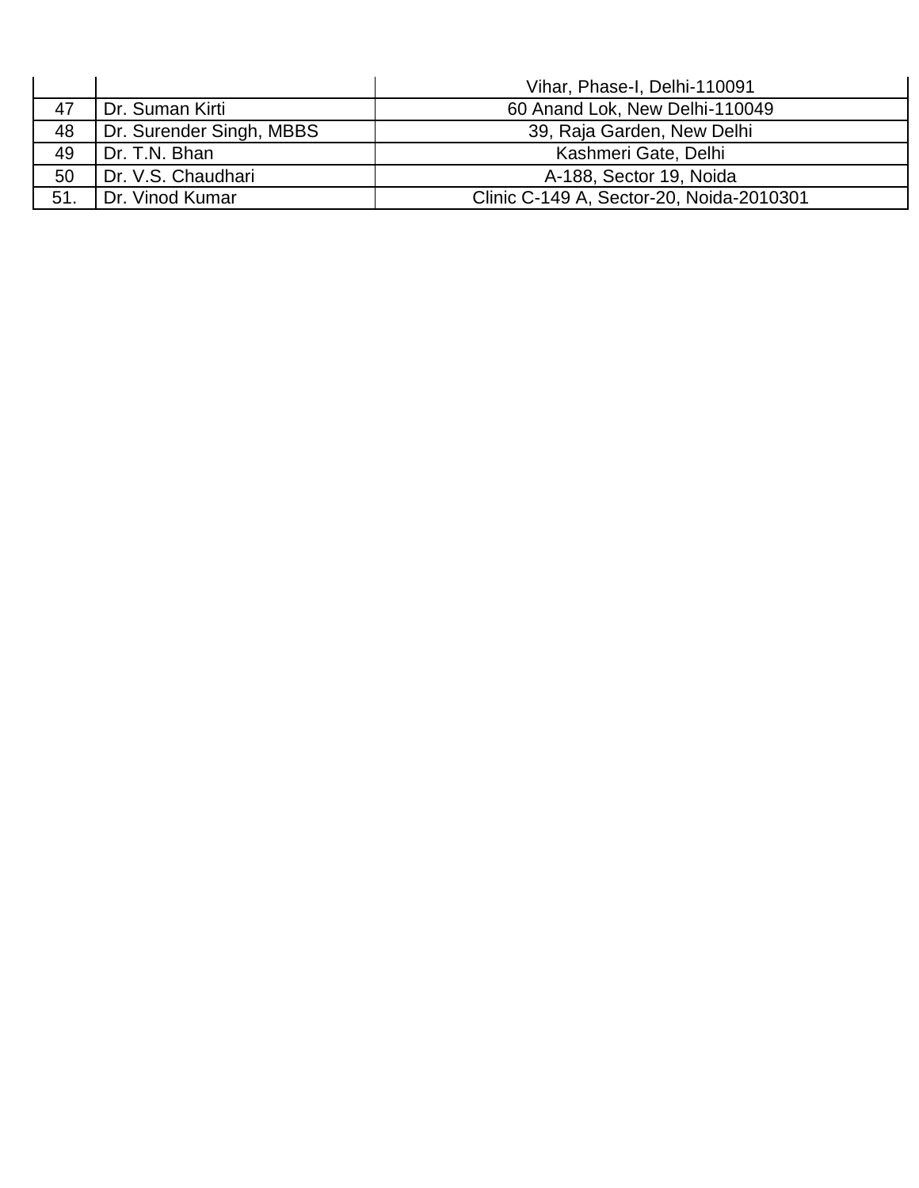| | | |
|---|---|---|
| | | Vihar, Phase-I, Delhi-110091 |
| 47 | Dr. Suman Kirti | 60 Anand Lok, New Delhi-110049 |
| 48 | Dr. Surender Singh, MBBS | 39, Raja Garden, New Delhi |
| 49 | Dr. T.N. Bhan | Kashmeri Gate, Delhi |
| 50 | Dr. V.S. Chaudhari | A-188, Sector 19, Noida |
| 51. | Dr. Vinod Kumar | Clinic C-149 A, Sector-20, Noida-2010301 |